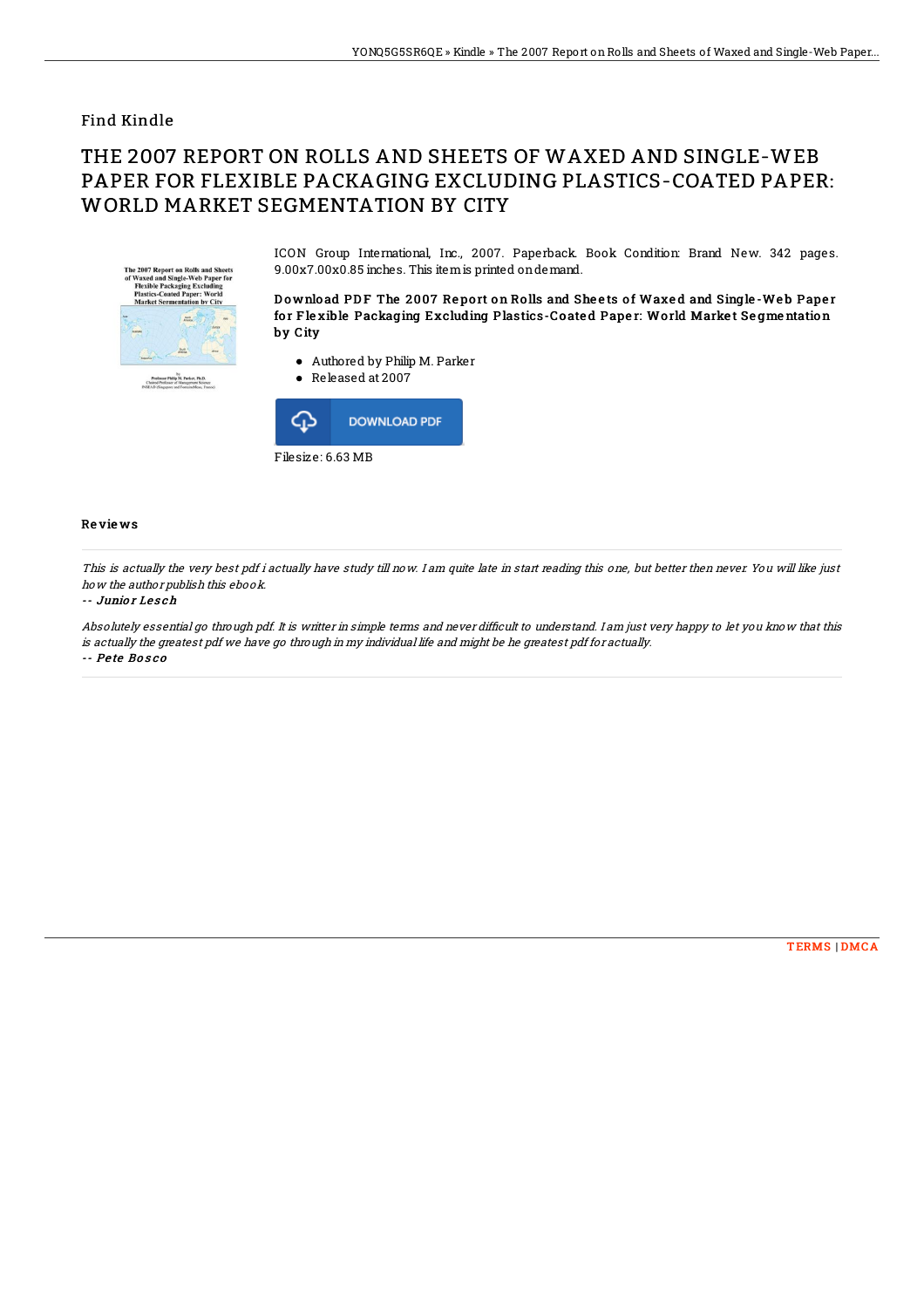## Find Kindle

# THE 2007 REPORT ON ROLLS AND SHEETS OF WAXED AND SINGLE-WEB PAPER FOR FLEXIBLE PACKAGING EXCLUDING PLASTICS-COATED PAPER: WORLD MARKET SEGMENTATION BY CITY

ICON Group International, Inc., 2007. Paperback. Book Condition: Brand New. 342 pages. 9.00x7.00x0.85 inches. This item is printed on demand.

**Download PDF The 2007 Report on Rolls and Sheets of Waxed and Single-Web Paper for Flexible Packaging Excluding Plastics-Coated Paper: World Market Segmentation by City**

- Authored by Philip M. Parker
- Released at 2007

DOWNLOAD PDF

Filesize: 6.63 MB

### Reviews

*This is actually the very best pdf i actually have study till now. I am quite late in start reading this one, but better then never. You will like just how the author publish this ebook.*

*-- Junior Lesch*

*Absolutely essential go through pdf. It is writter in simple terms and never difficult to understand. I am just very happy to let you know that this is actually the greatest pdf we have go through in my individual life and might be he greatest pdf for actually.*

*-- Pete Bosco*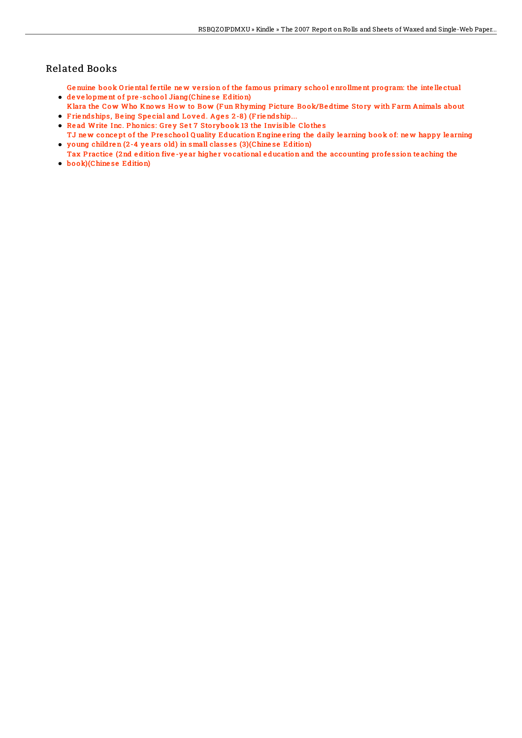## Related Books

- Genuine book Oriental fertile new version of the famous primary school enrollment program: the intellectual development of pre-school Jiang(Chinese Edition)
- Klara the Cow Who Knows How to Bow (Fun Rhyming Picture Book/Bedtime Story with Farm Animals about Friendships, Being Special and Loved. Ages 2-8) (Friendship...
- Read Write Inc. Phonics: Grey Set 7 Storybook 13 the Invisible Clothes
- TJ new concept of the Preschool Quality Education Engineering the daily learning book of: new happy learning young children (2-4 years old) in small classes (3)(Chinese Edition)
- Tax Practice (2nd edition five-year higher vocational education and the accounting profession teaching the book)(Chinese Edition)